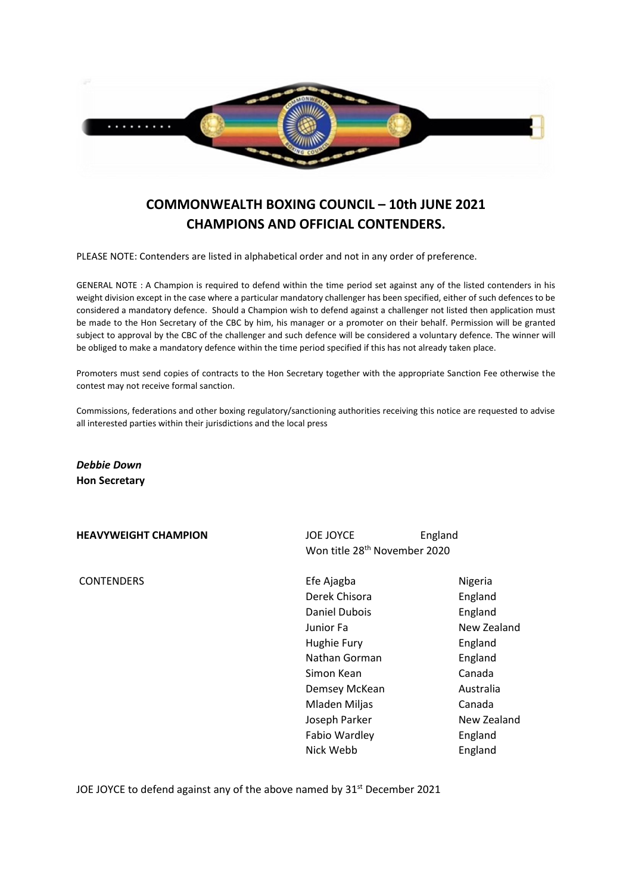# COMMONWEALTH BOXING COUNCIL – 10th JUNE 2021
# CHAMPIONS AND OFFICIAL CONTENDERS.

PLEASE NOTE: Contenders are listed in alphabetical order and not in any order of preference.

GENERAL NOTE : A Champion is required to defend within the time period set against any of the listed contenders in his weight division except in the case where a particular mandatory challenger has been specified, either of such defences to be considered a mandatory defence. Should a Champion wish to defend against a challenger not listed then application must be made to the Hon Secretary of the CBC by him, his manager or a promoter on their behalf. Permission will be granted subject to approval by the CBC of the challenger and such defence will be considered a voluntary defence. The winner will be obliged to make a mandatory defence within the time period specified if this has not already taken place.

Promoters must send copies of contracts to the Hon Secretary together with the appropriate Sanction Fee otherwise the contest may not receive formal sanction.

Commissions, federations and other boxing regulatory/sanctioning authorities receiving this notice are requested to advise all interested parties within their jurisdictions and the local press

***Debbie Down***
**Hon Secretary**

**HEAVYWEIGHT CHAMPION** — JOE JOYCE, England
Won title 28th November 2020

CONTENDERS

| Name | Country |
| --- | --- |
| Efe Ajagba | Nigeria |
| Derek Chisora | England |
| Daniel Dubois | England |
| Junior Fa | New Zealand |
| Hughie Fury | England |
| Nathan Gorman | England |
| Simon Kean | Canada |
| Demsey McKean | Australia |
| Mladen Miljas | Canada |
| Joseph Parker | New Zealand |
| Fabio Wardley | England |
| Nick Webb | England |

JOE JOYCE to defend against any of the above named by 31st December 2021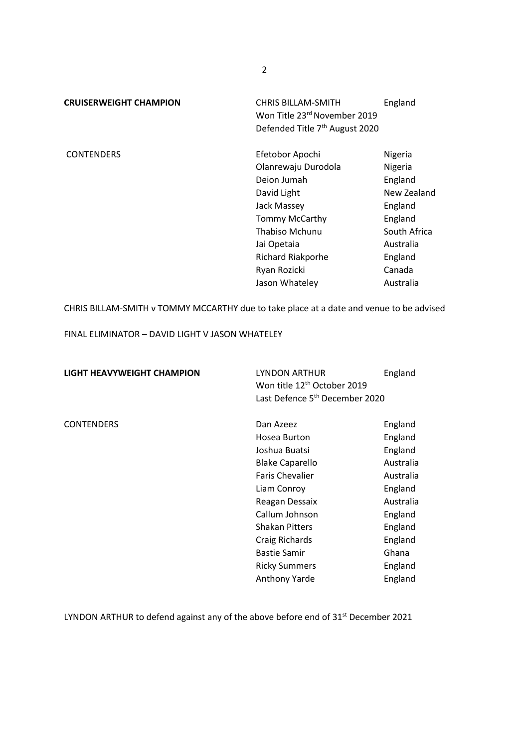**CRUISERWEIGHT CHAMPION** CHRIS BILLAM-SMITH England
Won Title 23rd November 2019
Defended Title 7th August 2020

CONTENDERS

| Name | Country |
|---|---|
| Efetobor Apochi | Nigeria |
| Olanrewaju Durodola | Nigeria |
| Deion Jumah | England |
| David Light | New Zealand |
| Jack Massey | England |
| Tommy McCarthy | England |
| Thabiso Mchunu | South Africa |
| Jai Opetaia | Australia |
| Richard Riakporhe | England |
| Ryan Rozicki | Canada |
| Jason Whateley | Australia |

CHRIS BILLAM-SMITH v TOMMY MCCARTHY due to take place at a date and venue to be advised

FINAL ELIMINATOR – DAVID LIGHT V JASON WHATELEY

**LIGHT HEAVYWEIGHT CHAMPION** LYNDON ARTHUR England
Won title 12th October 2019
Last Defence 5th December 2020

CONTENDERS

| Name | Country |
|---|---|
| Dan Azeez | England |
| Hosea Burton | England |
| Joshua Buatsi | England |
| Blake Caparello | Australia |
| Faris Chevalier | Australia |
| Liam Conroy | England |
| Reagan Dessaix | Australia |
| Callum Johnson | England |
| Shakan Pitters | England |
| Craig Richards | England |
| Bastie Samir | Ghana |
| Ricky Summers | England |
| Anthony Yarde | England |

LYNDON ARTHUR to defend against any of the above before end of 31st December 2021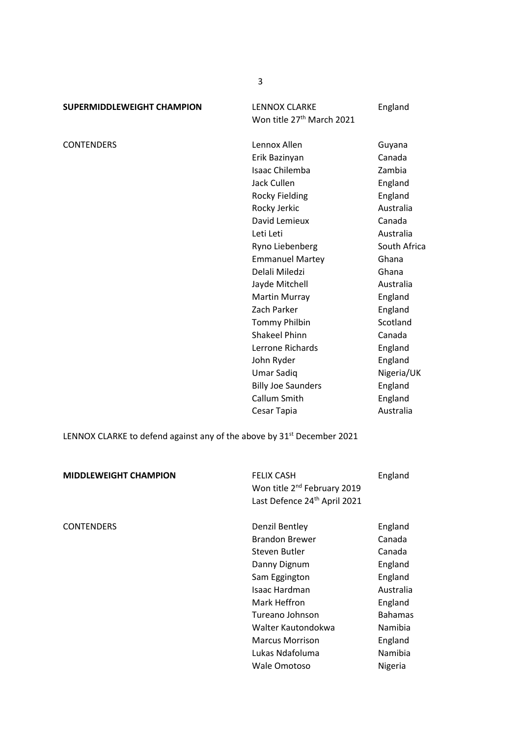**SUPERMIDDLEWEIGHT CHAMPION** LENNOX CLARKE England
Won title 27th March 2021

| CONTENDERS | | |
|---|---|---|
| | Lennox Allen | Guyana |
| | Erik Bazinyan | Canada |
| | Isaac Chilemba | Zambia |
| | Jack Cullen | England |
| | Rocky Fielding | England |
| | Rocky Jerkic | Australia |
| | David Lemieux | Canada |
| | Leti Leti | Australia |
| | Ryno Liebenberg | South Africa |
| | Emmanuel Martey | Ghana |
| | Delali Miledzi | Ghana |
| | Jayde Mitchell | Australia |
| | Martin Murray | England |
| | Zach Parker | England |
| | Tommy Philbin | Scotland |
| | Shakeel Phinn | Canada |
| | Lerrone Richards | England |
| | John Ryder | England |
| | Umar Sadiq | Nigeria/UK |
| | Billy Joe Saunders | England |
| | Callum Smith | England |
| | Cesar Tapia | Australia |

LENNOX CLARKE to defend against any of the above by 31st December 2021

**MIDDLEWEIGHT CHAMPION** FELIX CASH England
Won title 2nd February 2019
Last Defence 24th April 2021

| CONTENDERS | | |
|---|---|---|
| | Denzil Bentley | England |
| | Brandon Brewer | Canada |
| | Steven Butler | Canada |
| | Danny Dignum | England |
| | Sam Eggington | England |
| | Isaac Hardman | Australia |
| | Mark Heffron | England |
| | Tureano Johnson | Bahamas |
| | Walter Kautondokwa | Namibia |
| | Marcus Morrison | England |
| | Lukas Ndafoluma | Namibia |
| | Wale Omotoso | Nigeria |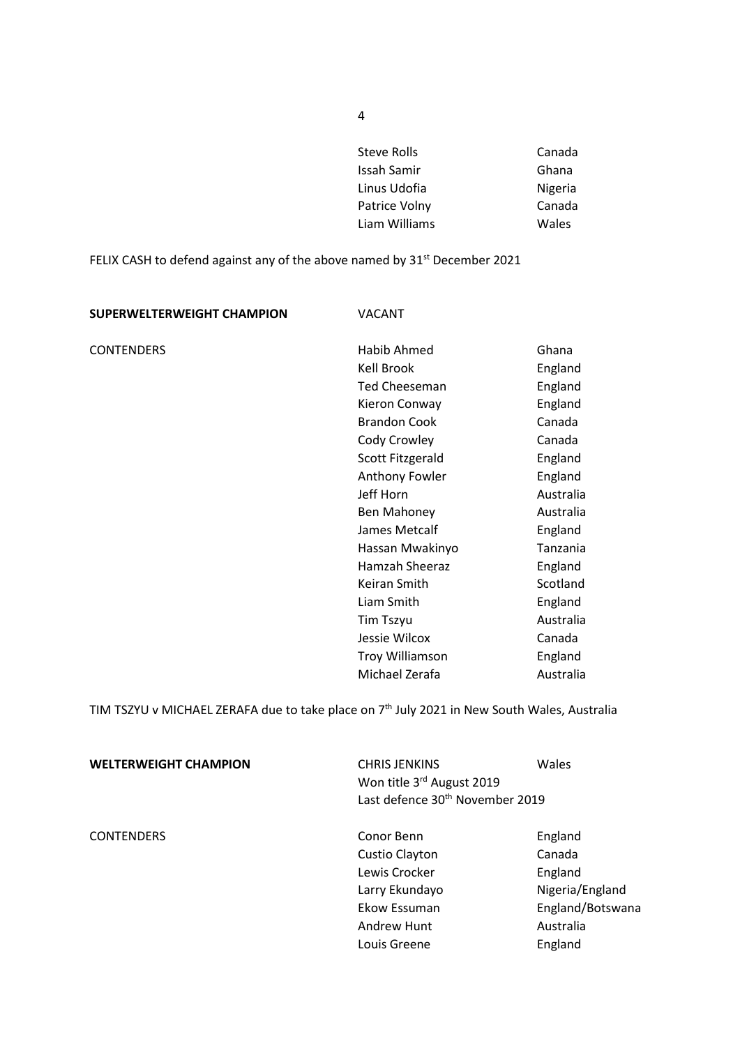| | | |
|---|---|---|
| | Steve Rolls | Canada |
| | Issah Samir | Ghana |
| | Linus Udofia | Nigeria |
| | Patrice Volny | Canada |
| | Liam Williams | Wales |

FELIX CASH to defend against any of the above named by 31st December 2021

| | | |
|---|---|---|
| **SUPERWELTERWEIGHT CHAMPION** | VACANT | |
| CONTENDERS | Habib Ahmed | Ghana |
| | Kell Brook | England |
| | Ted Cheeseman | England |
| | Kieron Conway | England |
| | Brandon Cook | Canada |
| | Cody Crowley | Canada |
| | Scott Fitzgerald | England |
| | Anthony Fowler | England |
| | Jeff Horn | Australia |
| | Ben Mahoney | Australia |
| | James Metcalf | England |
| | Hassan Mwakinyo | Tanzania |
| | Hamzah Sheeraz | England |
| | Keiran Smith | Scotland |
| | Liam Smith | England |
| | Tim Tszyu | Australia |
| | Jessie Wilcox | Canada |
| | Troy Williamson | England |
| | Michael Zerafa | Australia |

TIM TSZYU v MICHAEL ZERAFA due to take place on 7th July 2021 in New South Wales, Australia

| | | |
|---|---|---|
| **WELTERWEIGHT CHAMPION** | CHRIS JENKINS<br>Won title 3rd August 2019<br>Last defence 30th November 2019 | Wales |
| CONTENDERS | Conor Benn | England |
| | Custio Clayton | Canada |
| | Lewis Crocker | England |
| | Larry Ekundayo | Nigeria/England |
| | Ekow Essuman | England/Botswana |
| | Andrew Hunt | Australia |
| | Louis Greene | England |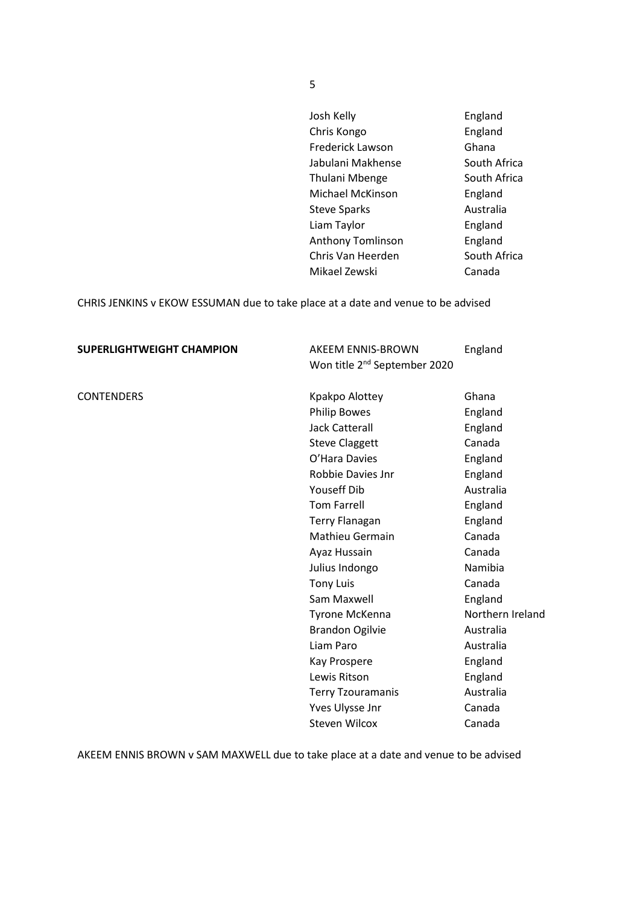| | |
|---|---|
| Josh Kelly | England |
| Chris Kongo | England |
| Frederick Lawson | Ghana |
| Jabulani Makhense | South Africa |
| Thulani Mbenge | South Africa |
| Michael McKinson | England |
| Steve Sparks | Australia |
| Liam Taylor | England |
| Anthony Tomlinson | England |
| Chris Van Heerden | South Africa |
| Mikael Zewski | Canada |

CHRIS JENKINS v EKOW ESSUMAN due to take place at a date and venue to be advised

| | | |
|---|---|---|
| **SUPERLIGHTWEIGHT CHAMPION** | AKEEM ENNIS-BROWN<br>Won title 2nd September 2020 | England |
| CONTENDERS | Kpakpo Alottey | Ghana |
| | Philip Bowes | England |
| | Jack Catterall | England |
| | Steve Claggett | Canada |
| | O'Hara Davies | England |
| | Robbie Davies Jnr | England |
| | Youseff Dib | Australia |
| | Tom Farrell | England |
| | Terry Flanagan | England |
| | Mathieu Germain | Canada |
| | Ayaz Hussain | Canada |
| | Julius Indongo | Namibia |
| | Tony Luis | Canada |
| | Sam Maxwell | England |
| | Tyrone McKenna | Northern Ireland |
| | Brandon Ogilvie | Australia |
| | Liam Paro | Australia |
| | Kay Prospere | England |
| | Lewis Ritson | England |
| | Terry Tzouramanis | Australia |
| | Yves Ulysse Jnr | Canada |
| | Steven Wilcox | Canada |

AKEEM ENNIS BROWN v SAM MAXWELL due to take place at a date and venue to be advised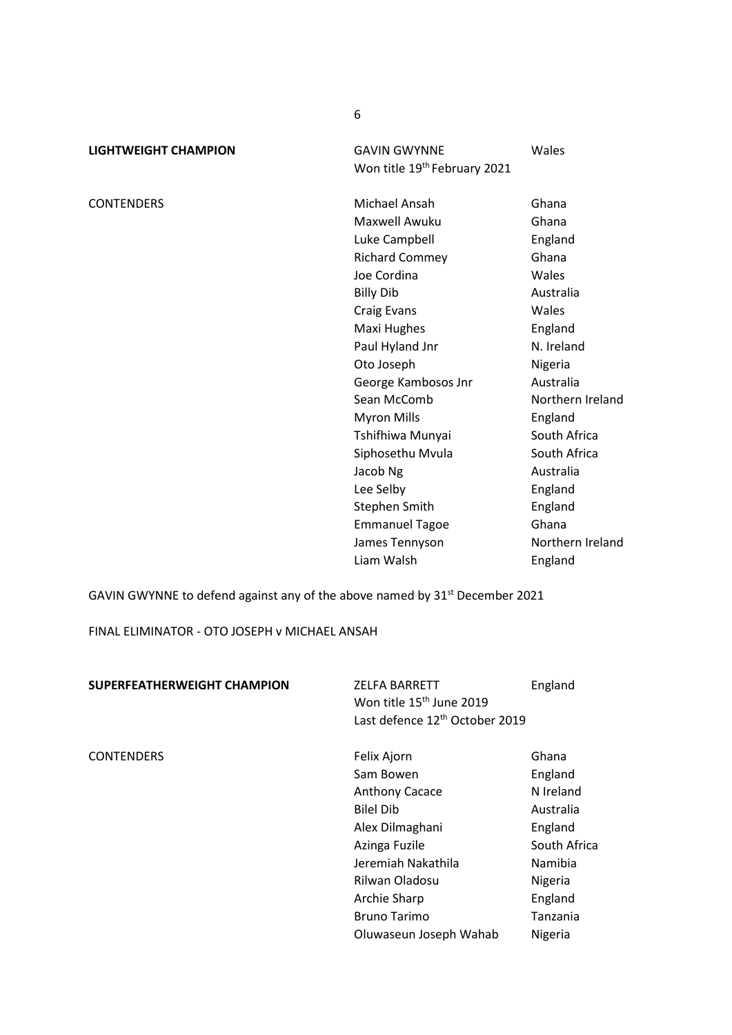**LIGHTWEIGHT CHAMPION** GAVIN GWYNNE Wales
Won title 19th February 2021

| CONTENDERS | | |
|---|---|---|
| | Michael Ansah | Ghana |
| | Maxwell Awuku | Ghana |
| | Luke Campbell | England |
| | Richard Commey | Ghana |
| | Joe Cordina | Wales |
| | Billy Dib | Australia |
| | Craig Evans | Wales |
| | Maxi Hughes | England |
| | Paul Hyland Jnr | N. Ireland |
| | Oto Joseph | Nigeria |
| | George Kambosos Jnr | Australia |
| | Sean McComb | Northern Ireland |
| | Myron Mills | England |
| | Tshifhiwa Munyai | South Africa |
| | Siphosethu Mvula | South Africa |
| | Jacob Ng | Australia |
| | Lee Selby | England |
| | Stephen Smith | England |
| | Emmanuel Tagoe | Ghana |
| | James Tennyson | Northern Ireland |
| | Liam Walsh | England |

GAVIN GWYNNE to defend against any of the above named by 31st December 2021

FINAL ELIMINATOR - OTO JOSEPH v MICHAEL ANSAH

**SUPERFEATHERWEIGHT CHAMPION** ZELFA BARRETT England
Won title 15th June 2019
Last defence 12th October 2019

| CONTENDERS | | |
|---|---|---|
| | Felix Ajorn | Ghana |
| | Sam Bowen | England |
| | Anthony Cacace | N Ireland |
| | Bilel Dib | Australia |
| | Alex Dilmaghani | England |
| | Azinga Fuzile | South Africa |
| | Jeremiah Nakathila | Namibia |
| | Rilwan Oladosu | Nigeria |
| | Archie Sharp | England |
| | Bruno Tarimo | Tanzania |
| | Oluwaseun Joseph Wahab | Nigeria |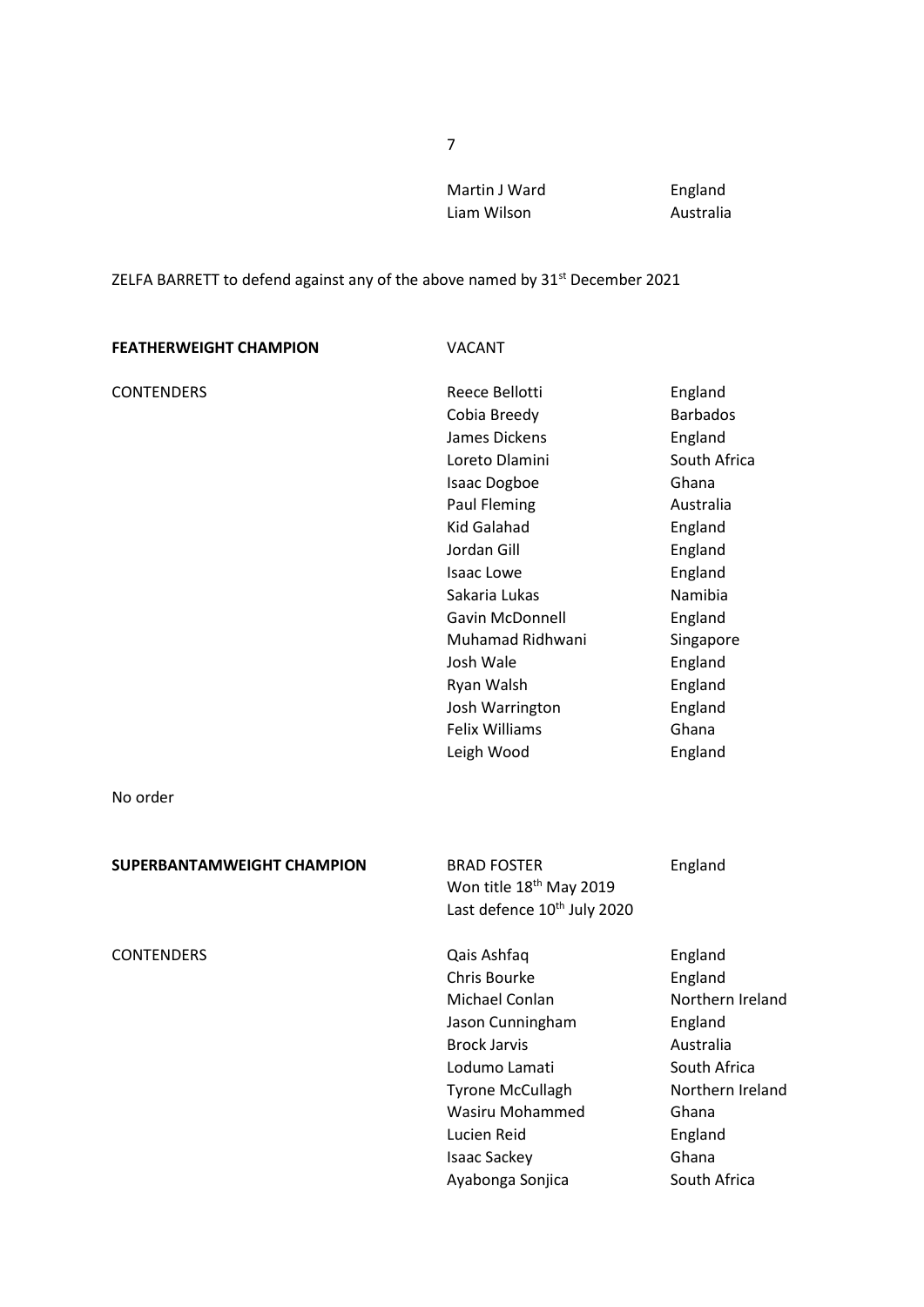| | | |
|---|---|---|
| | Martin J Ward | England |
| | Liam Wilson | Australia |

ZELFA BARRETT to defend against any of the above named by 31st December 2021

| | | |
|---|---|---|
| **FEATHERWEIGHT CHAMPION** | VACANT | |
| CONTENDERS | Reece Bellotti | England |
| | Cobia Breedy | Barbados |
| | James Dickens | England |
| | Loreto Dlamini | South Africa |
| | Isaac Dogboe | Ghana |
| | Paul Fleming | Australia |
| | Kid Galahad | England |
| | Jordan Gill | England |
| | Isaac Lowe | England |
| | Sakaria Lukas | Namibia |
| | Gavin McDonnell | England |
| | Muhamad Ridhwani | Singapore |
| | Josh Wale | England |
| | Ryan Walsh | England |
| | Josh Warrington | England |
| | Felix Williams | Ghana |
| | Leigh Wood | England |

No order

| | | |
|---|---|---|
| **SUPERBANTAMWEIGHT CHAMPION** | BRAD FOSTER<br>Won title 18th May 2019<br>Last defence 10th July 2020 | England |
| CONTENDERS | Qais Ashfaq | England |
| | Chris Bourke | England |
| | Michael Conlan | Northern Ireland |
| | Jason Cunningham | England |
| | Brock Jarvis | Australia |
| | Lodumo Lamati | South Africa |
| | Tyrone McCullagh | Northern Ireland |
| | Wasiru Mohammed | Ghana |
| | Lucien Reid | England |
| | Isaac Sackey | Ghana |
| | Ayabonga Sonjica | South Africa |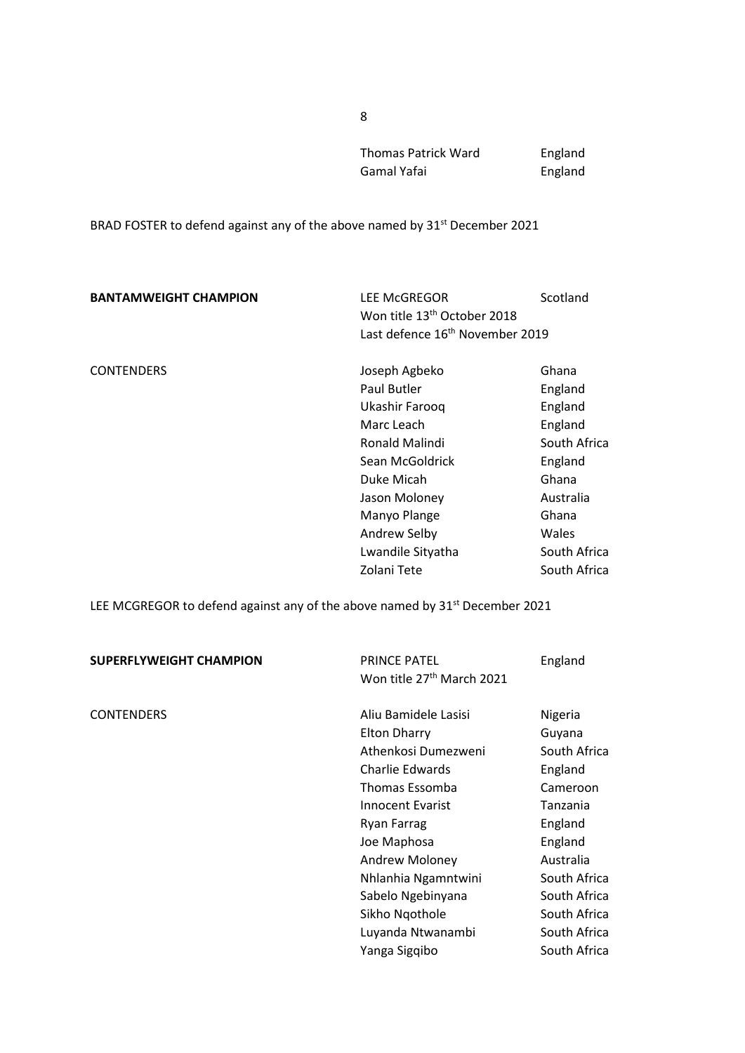| | | |
|---|---|---|
| | Thomas Patrick Ward | England |
| | Gamal Yafai | England |

BRAD FOSTER to defend against any of the above named by 31st December 2021

| | | |
|---|---|---|
| **BANTAMWEIGHT CHAMPION** | LEE McGREGOR | Scotland |
| | Won title 13th October 2018 | |
| | Last defence 16th November 2019 | |
| CONTENDERS | Joseph Agbeko | Ghana |
| | Paul Butler | England |
| | Ukashir Farooq | England |
| | Marc Leach | England |
| | Ronald Malindi | South Africa |
| | Sean McGoldrick | England |
| | Duke Micah | Ghana |
| | Jason Moloney | Australia |
| | Manyo Plange | Ghana |
| | Andrew Selby | Wales |
| | Lwandile Sityatha | South Africa |
| | Zolani Tete | South Africa |

LEE MCGREGOR to defend against any of the above named by 31st December 2021

| | | |
|---|---|---|
| **SUPERFLYWEIGHT CHAMPION** | PRINCE PATEL | England |
| | Won title 27th March 2021 | |
| CONTENDERS | Aliu Bamidele Lasisi | Nigeria |
| | Elton Dharry | Guyana |
| | Athenkosi Dumezweni | South Africa |
| | Charlie Edwards | England |
| | Thomas Essomba | Cameroon |
| | Innocent Evarist | Tanzania |
| | Ryan Farrag | England |
| | Joe Maphosa | England |
| | Andrew Moloney | Australia |
| | Nhlanhia Ngamntwini | South Africa |
| | Sabelo Ngebinyana | South Africa |
| | Sikho Nqothole | South Africa |
| | Luyanda Ntwanambi | South Africa |
| | Yanga Sigqibo | South Africa |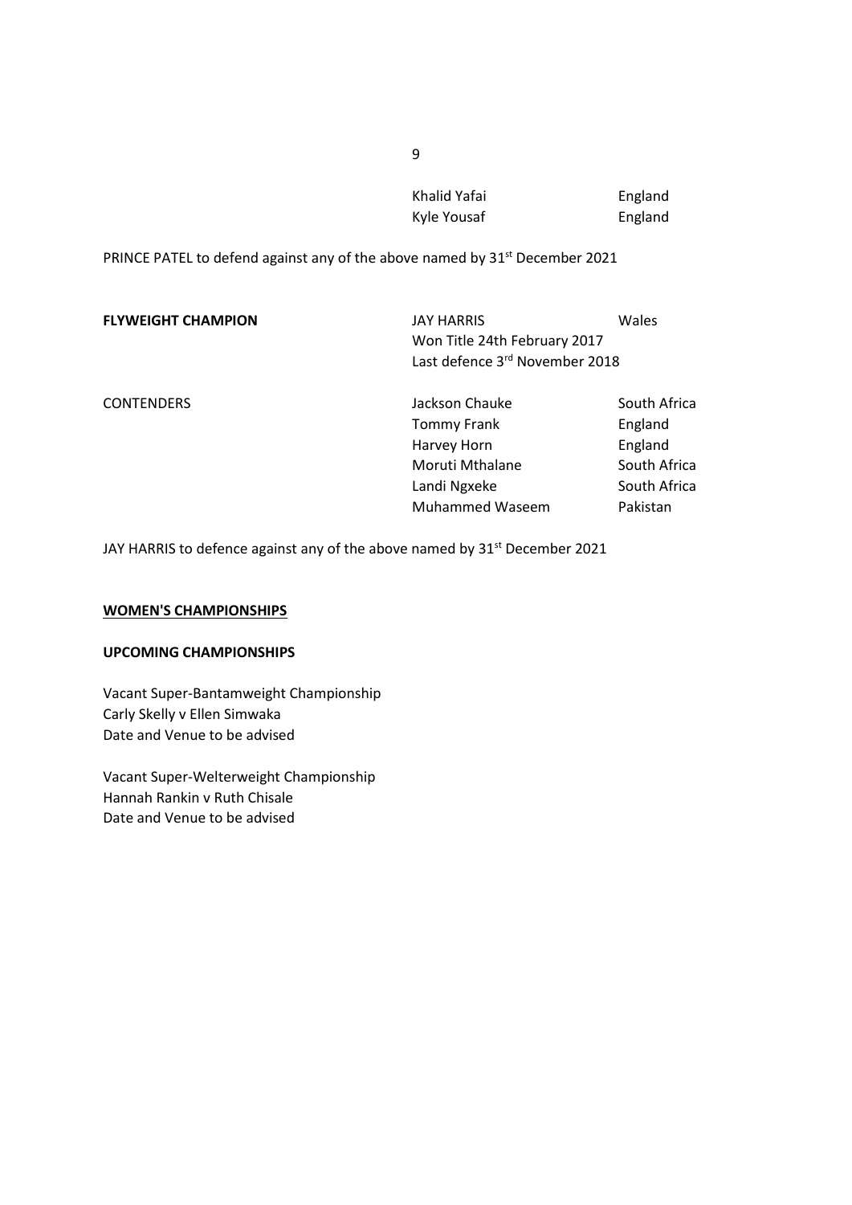| | | |
|---|---|---|
| | Khalid Yafai | England |
| | Kyle Yousaf | England |

PRINCE PATEL to defend against any of the above named by 31st December 2021

| | | |
|---|---|---|
| **FLYWEIGHT CHAMPION** | JAY HARRIS | Wales |
| | Won Title 24th February 2017 | |
| | Last defence 3rd November 2018 | |
| | | |
| CONTENDERS | Jackson Chauke | South Africa |
| | Tommy Frank | England |
| | Harvey Horn | England |
| | Moruti Mthalane | South Africa |
| | Landi Ngxeke | South Africa |
| | Muhammed Waseem | Pakistan |

JAY HARRIS to defence against any of the above named by 31st December 2021

## WOMEN'S CHAMPIONSHIPS

### UPCOMING CHAMPIONSHIPS

Vacant Super-Bantamweight Championship
Carly Skelly v Ellen Simwaka
Date and Venue to be advised

Vacant Super-Welterweight Championship
Hannah Rankin v Ruth Chisale
Date and Venue to be advised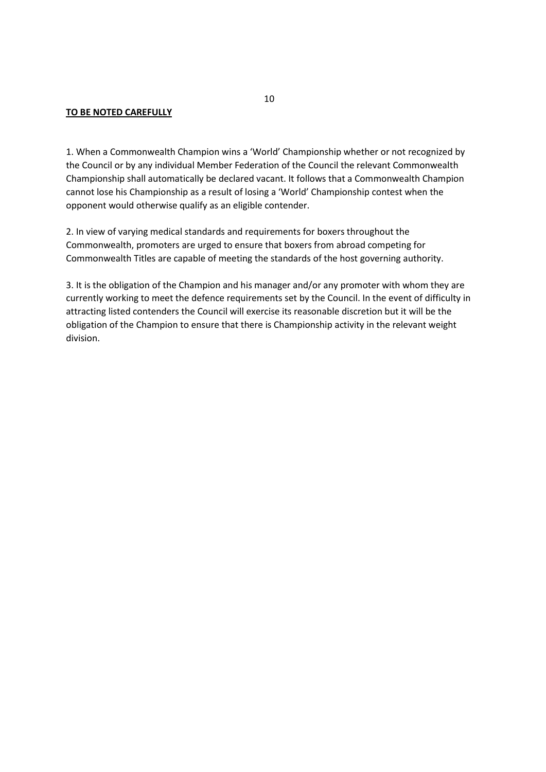**TO BE NOTED CAREFULLY**

1. When a Commonwealth Champion wins a 'World' Championship whether or not recognized by the Council or by any individual Member Federation of the Council the relevant Commonwealth Championship shall automatically be declared vacant. It follows that a Commonwealth Champion cannot lose his Championship as a result of losing a 'World' Championship contest when the opponent would otherwise qualify as an eligible contender.

2. In view of varying medical standards and requirements for boxers throughout the Commonwealth, promoters are urged to ensure that boxers from abroad competing for Commonwealth Titles are capable of meeting the standards of the host governing authority.

3. It is the obligation of the Champion and his manager and/or any promoter with whom they are currently working to meet the defence requirements set by the Council. In the event of difficulty in attracting listed contenders the Council will exercise its reasonable discretion but it will be the obligation of the Champion to ensure that there is Championship activity in the relevant weight division.